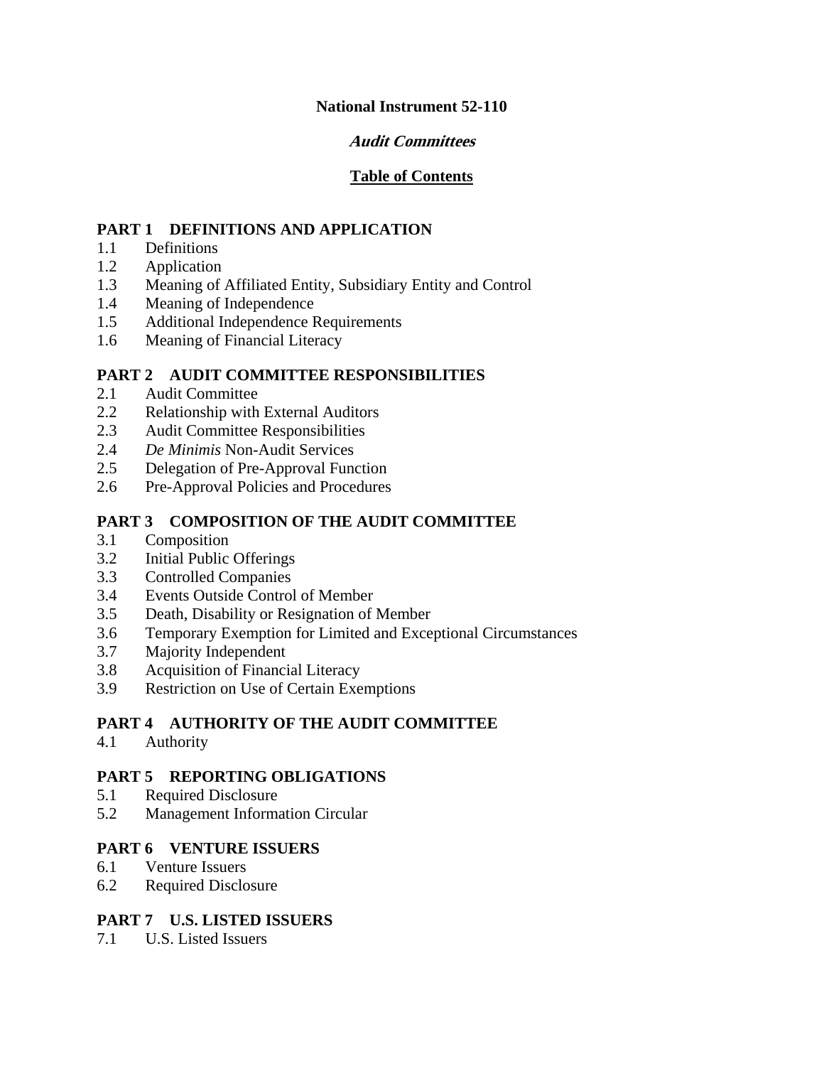# National Instrument 52-110

## *Audit Committees*

### Table of Contents

**PART 1 DEFINITIONS AND APPLICATION**

1.1 Definitions
1.2 Application
1.3 Meaning of Affiliated Entity, Subsidiary Entity and Control
1.4 Meaning of Independence
1.5 Additional Independence Requirements
1.6 Meaning of Financial Literacy

**PART 2 AUDIT COMMITTEE RESPONSIBILITIES**

2.1 Audit Committee
2.2 Relationship with External Auditors
2.3 Audit Committee Responsibilities
2.4 *De Minimis* Non-Audit Services
2.5 Delegation of Pre-Approval Function
2.6 Pre-Approval Policies and Procedures

**PART 3 COMPOSITION OF THE AUDIT COMMITTEE**

3.1 Composition
3.2 Initial Public Offerings
3.3 Controlled Companies
3.4 Events Outside Control of Member
3.5 Death, Disability or Resignation of Member
3.6 Temporary Exemption for Limited and Exceptional Circumstances
3.7 Majority Independent
3.8 Acquisition of Financial Literacy
3.9 Restriction on Use of Certain Exemptions

**PART 4 AUTHORITY OF THE AUDIT COMMITTEE**

4.1 Authority

**PART 5 REPORTING OBLIGATIONS**

5.1 Required Disclosure
5.2 Management Information Circular

**PART 6 VENTURE ISSUERS**

6.1 Venture Issuers
6.2 Required Disclosure

**PART 7 U.S. LISTED ISSUERS**

7.1 U.S. Listed Issuers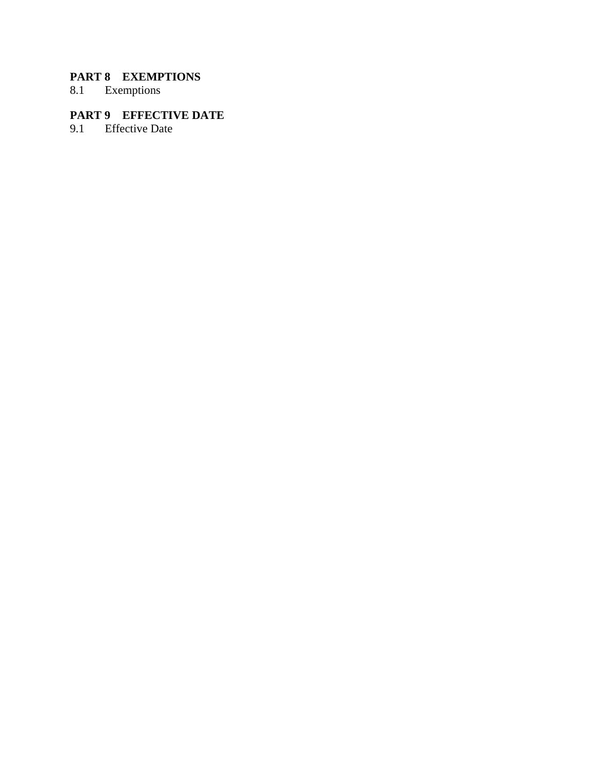**PART 8 EXEMPTIONS**

8.1 Exemptions

**PART 9 EFFECTIVE DATE**

9.1 Effective Date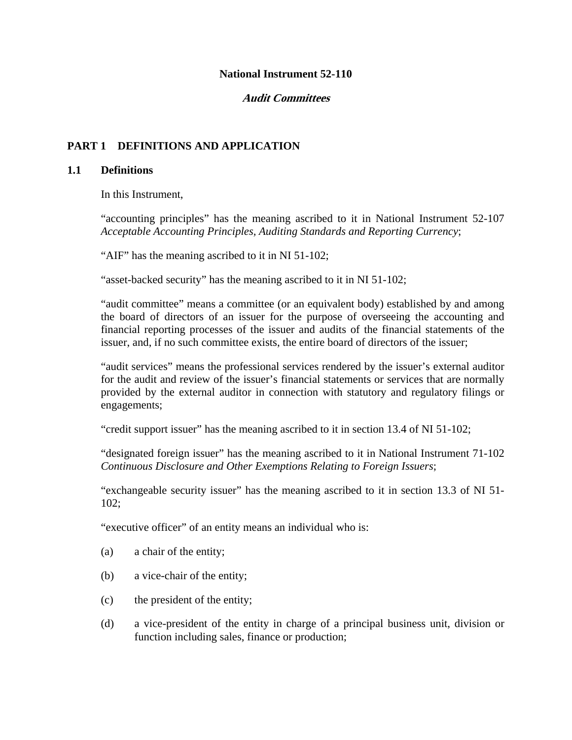# National Instrument 52-110

## *Audit Committees*

## PART 1 DEFINITIONS AND APPLICATION

### 1.1 Definitions

In this Instrument,

"accounting principles" has the meaning ascribed to it in National Instrument 52-107 *Acceptable Accounting Principles, Auditing Standards and Reporting Currency*;

"AIF" has the meaning ascribed to it in NI 51-102;

"asset-backed security" has the meaning ascribed to it in NI 51-102;

"audit committee" means a committee (or an equivalent body) established by and among the board of directors of an issuer for the purpose of overseeing the accounting and financial reporting processes of the issuer and audits of the financial statements of the issuer, and, if no such committee exists, the entire board of directors of the issuer;

"audit services" means the professional services rendered by the issuer's external auditor for the audit and review of the issuer's financial statements or services that are normally provided by the external auditor in connection with statutory and regulatory filings or engagements;

"credit support issuer" has the meaning ascribed to it in section 13.4 of NI 51-102;

"designated foreign issuer" has the meaning ascribed to it in National Instrument 71-102 *Continuous Disclosure and Other Exemptions Relating to Foreign Issuers*;

"exchangeable security issuer" has the meaning ascribed to it in section 13.3 of NI 51-102;

"executive officer" of an entity means an individual who is:

(a) a chair of the entity;

(b) a vice-chair of the entity;

(c) the president of the entity;

(d) a vice-president of the entity in charge of a principal business unit, division or function including sales, finance or production;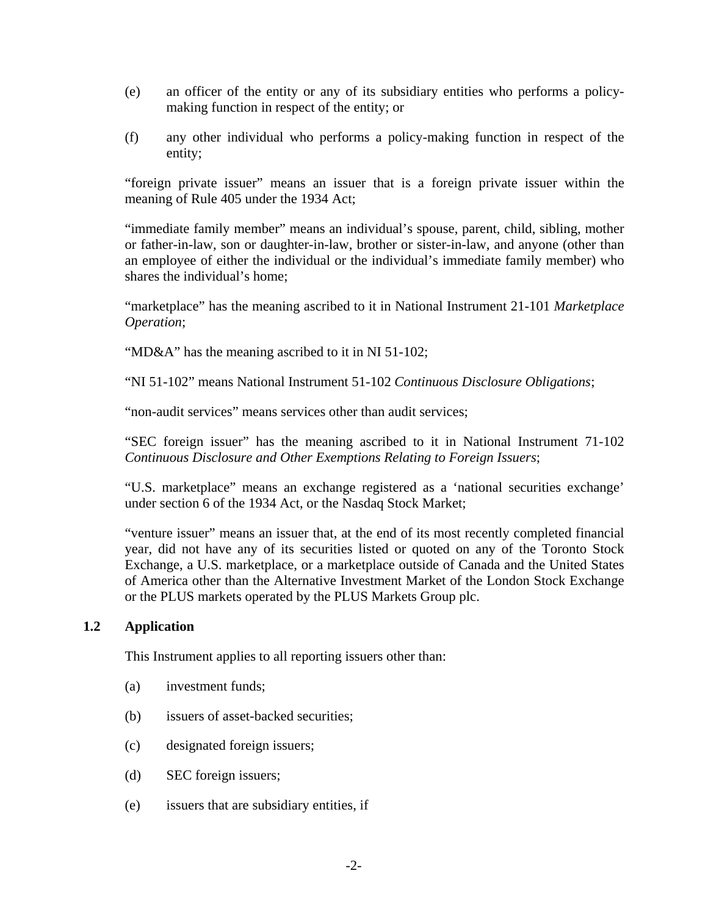(e) an officer of the entity or any of its subsidiary entities who performs a policy-making function in respect of the entity; or

(f) any other individual who performs a policy-making function in respect of the entity;

"foreign private issuer" means an issuer that is a foreign private issuer within the meaning of Rule 405 under the 1934 Act;

"immediate family member" means an individual's spouse, parent, child, sibling, mother or father-in-law, son or daughter-in-law, brother or sister-in-law, and anyone (other than an employee of either the individual or the individual's immediate family member) who shares the individual's home;

"marketplace" has the meaning ascribed to it in National Instrument 21-101 *Marketplace Operation*;

"MD&A" has the meaning ascribed to it in NI 51-102;

"NI 51-102" means National Instrument 51-102 *Continuous Disclosure Obligations*;

"non-audit services" means services other than audit services;

"SEC foreign issuer" has the meaning ascribed to it in National Instrument 71-102 *Continuous Disclosure and Other Exemptions Relating to Foreign Issuers*;

"U.S. marketplace" means an exchange registered as a 'national securities exchange' under section 6 of the 1934 Act, or the Nasdaq Stock Market;

"venture issuer" means an issuer that, at the end of its most recently completed financial year, did not have any of its securities listed or quoted on any of the Toronto Stock Exchange, a U.S. marketplace, or a marketplace outside of Canada and the United States of America other than the Alternative Investment Market of the London Stock Exchange or the PLUS markets operated by the PLUS Markets Group plc.

### 1.2 Application

This Instrument applies to all reporting issuers other than:

(a) investment funds;

(b) issuers of asset-backed securities;

(c) designated foreign issuers;

(d) SEC foreign issuers;

(e) issuers that are subsidiary entities, if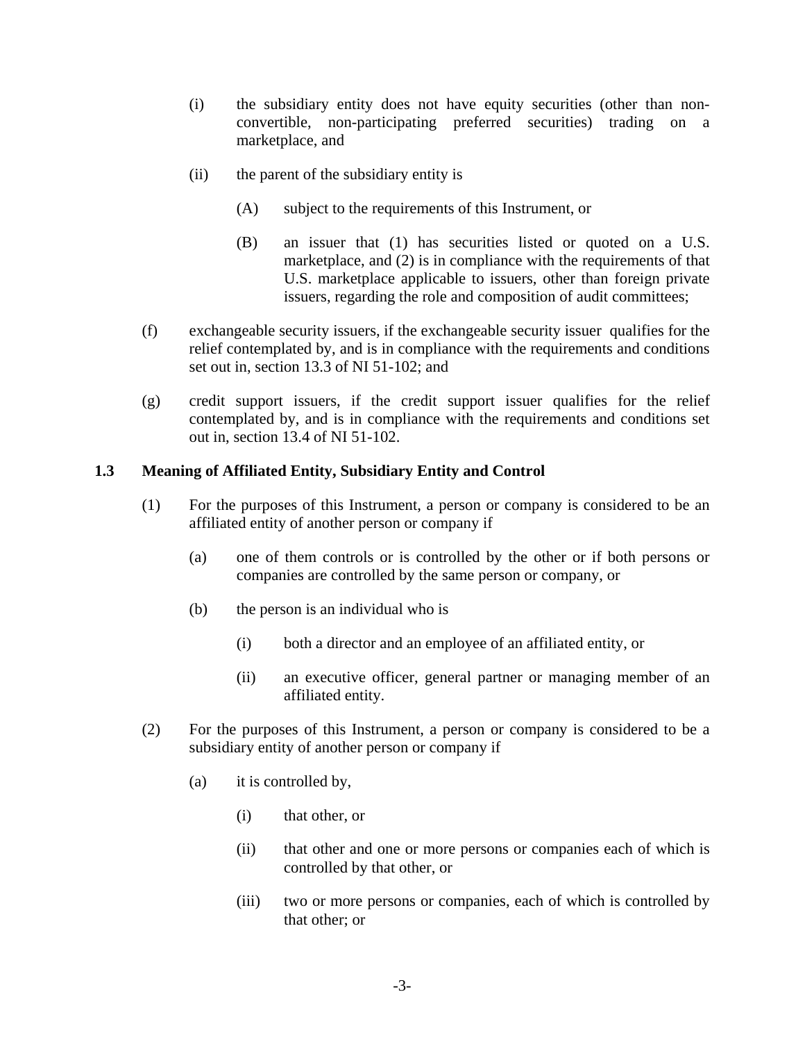(i) the subsidiary entity does not have equity securities (other than non-convertible, non-participating preferred securities) trading on a marketplace, and

(ii) the parent of the subsidiary entity is

(A) subject to the requirements of this Instrument, or

(B) an issuer that (1) has securities listed or quoted on a U.S. marketplace, and (2) is in compliance with the requirements of that U.S. marketplace applicable to issuers, other than foreign private issuers, regarding the role and composition of audit committees;

(f) exchangeable security issuers, if the exchangeable security issuer qualifies for the relief contemplated by, and is in compliance with the requirements and conditions set out in, section 13.3 of NI 51-102; and

(g) credit support issuers, if the credit support issuer qualifies for the relief contemplated by, and is in compliance with the requirements and conditions set out in, section 13.4 of NI 51-102.

### 1.3 Meaning of Affiliated Entity, Subsidiary Entity and Control

(1) For the purposes of this Instrument, a person or company is considered to be an affiliated entity of another person or company if

(a) one of them controls or is controlled by the other or if both persons or companies are controlled by the same person or company, or

(b) the person is an individual who is

(i) both a director and an employee of an affiliated entity, or

(ii) an executive officer, general partner or managing member of an affiliated entity.

(2) For the purposes of this Instrument, a person or company is considered to be a subsidiary entity of another person or company if

(a) it is controlled by,

(i) that other, or

(ii) that other and one or more persons or companies each of which is controlled by that other, or

(iii) two or more persons or companies, each of which is controlled by that other; or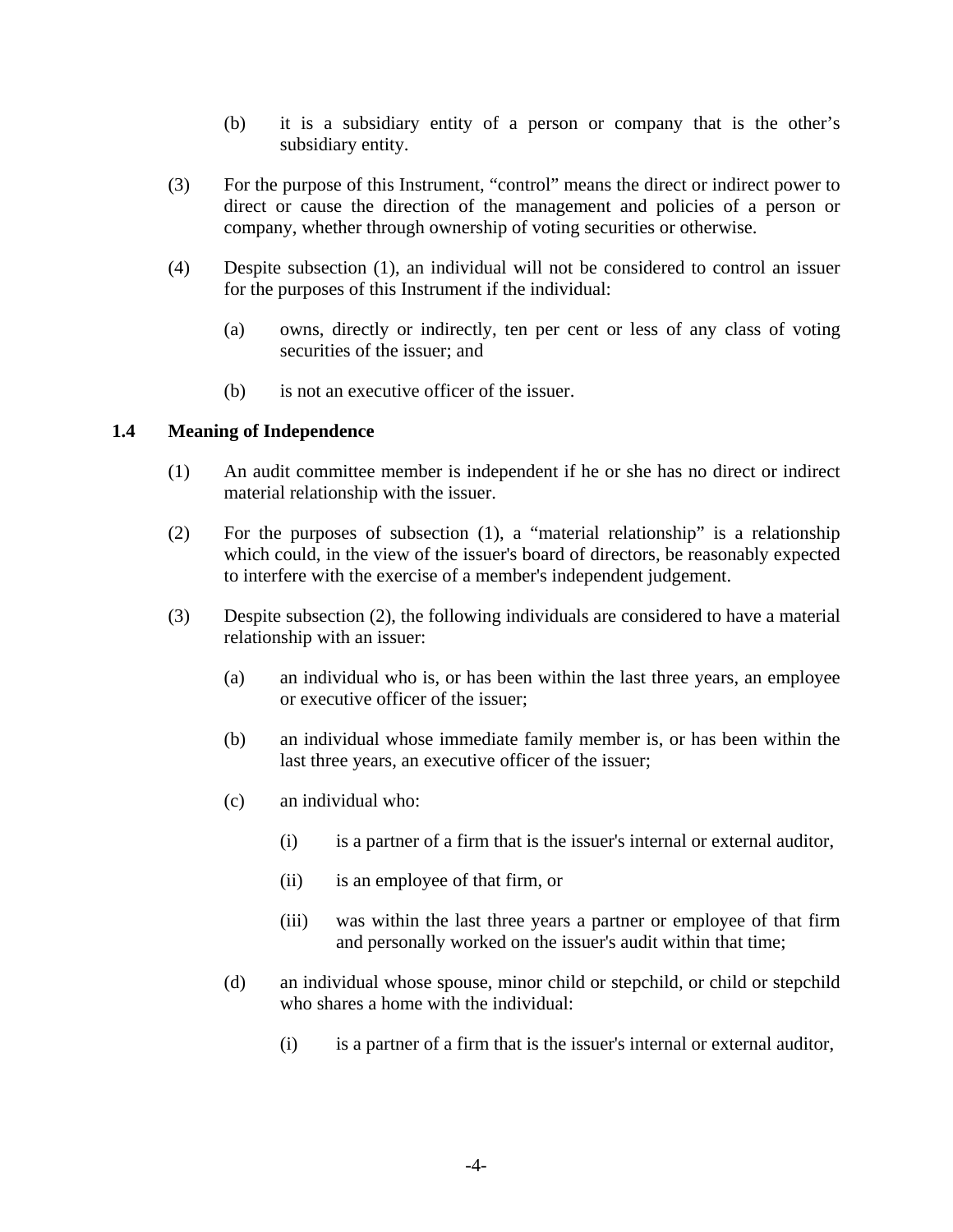(b) it is a subsidiary entity of a person or company that is the other's subsidiary entity.

(3) For the purpose of this Instrument, "control" means the direct or indirect power to direct or cause the direction of the management and policies of a person or company, whether through ownership of voting securities or otherwise.

(4) Despite subsection (1), an individual will not be considered to control an issuer for the purposes of this Instrument if the individual:

(a) owns, directly or indirectly, ten per cent or less of any class of voting securities of the issuer; and

(b) is not an executive officer of the issuer.

### 1.4 Meaning of Independence

(1) An audit committee member is independent if he or she has no direct or indirect material relationship with the issuer.

(2) For the purposes of subsection (1), a "material relationship" is a relationship which could, in the view of the issuer's board of directors, be reasonably expected to interfere with the exercise of a member's independent judgement.

(3) Despite subsection (2), the following individuals are considered to have a material relationship with an issuer:

(a) an individual who is, or has been within the last three years, an employee or executive officer of the issuer;

(b) an individual whose immediate family member is, or has been within the last three years, an executive officer of the issuer;

(c) an individual who:

(i) is a partner of a firm that is the issuer's internal or external auditor,

(ii) is an employee of that firm, or

(iii) was within the last three years a partner or employee of that firm and personally worked on the issuer's audit within that time;

(d) an individual whose spouse, minor child or stepchild, or child or stepchild who shares a home with the individual:

(i) is a partner of a firm that is the issuer's internal or external auditor,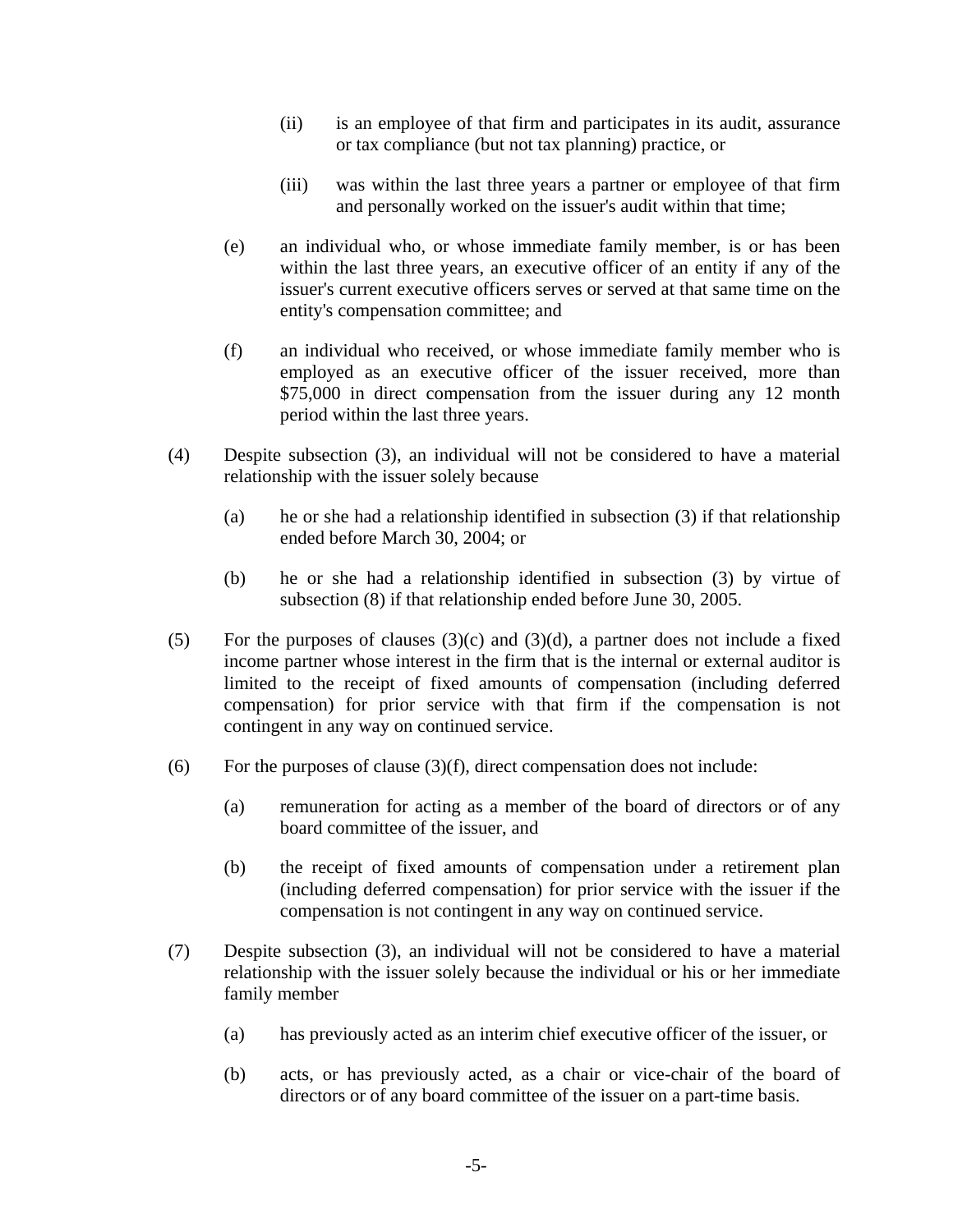(ii) is an employee of that firm and participates in its audit, assurance or tax compliance (but not tax planning) practice, or

(iii) was within the last three years a partner or employee of that firm and personally worked on the issuer's audit within that time;

(e) an individual who, or whose immediate family member, is or has been within the last three years, an executive officer of an entity if any of the issuer's current executive officers serves or served at that same time on the entity's compensation committee; and

(f) an individual who received, or whose immediate family member who is employed as an executive officer of the issuer received, more than $75,000 in direct compensation from the issuer during any 12 month period within the last three years.

(4) Despite subsection (3), an individual will not be considered to have a material relationship with the issuer solely because

(a) he or she had a relationship identified in subsection (3) if that relationship ended before March 30, 2004; or

(b) he or she had a relationship identified in subsection (3) by virtue of subsection (8) if that relationship ended before June 30, 2005.

(5) For the purposes of clauses (3)(c) and (3)(d), a partner does not include a fixed income partner whose interest in the firm that is the internal or external auditor is limited to the receipt of fixed amounts of compensation (including deferred compensation) for prior service with that firm if the compensation is not contingent in any way on continued service.

(6) For the purposes of clause (3)(f), direct compensation does not include:

(a) remuneration for acting as a member of the board of directors or of any board committee of the issuer, and

(b) the receipt of fixed amounts of compensation under a retirement plan (including deferred compensation) for prior service with the issuer if the compensation is not contingent in any way on continued service.

(7) Despite subsection (3), an individual will not be considered to have a material relationship with the issuer solely because the individual or his or her immediate family member

(a) has previously acted as an interim chief executive officer of the issuer, or

(b) acts, or has previously acted, as a chair or vice-chair of the board of directors or of any board committee of the issuer on a part-time basis.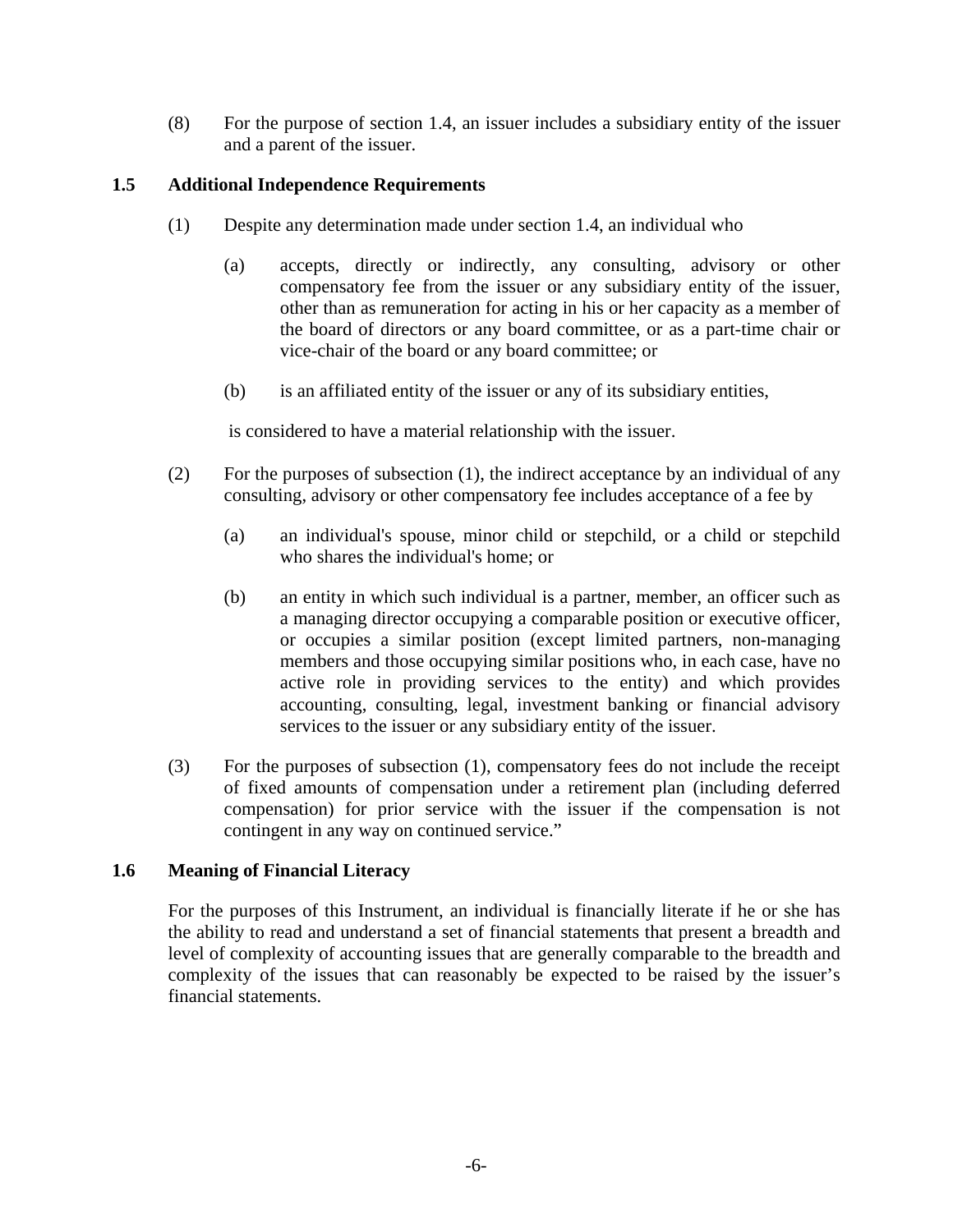(8) For the purpose of section 1.4, an issuer includes a subsidiary entity of the issuer and a parent of the issuer.

### 1.5 Additional Independence Requirements

(1) Despite any determination made under section 1.4, an individual who

(a) accepts, directly or indirectly, any consulting, advisory or other compensatory fee from the issuer or any subsidiary entity of the issuer, other than as remuneration for acting in his or her capacity as a member of the board of directors or any board committee, or as a part-time chair or vice-chair of the board or any board committee; or

(b) is an affiliated entity of the issuer or any of its subsidiary entities,

is considered to have a material relationship with the issuer.

(2) For the purposes of subsection (1), the indirect acceptance by an individual of any consulting, advisory or other compensatory fee includes acceptance of a fee by

(a) an individual's spouse, minor child or stepchild, or a child or stepchild who shares the individual's home; or

(b) an entity in which such individual is a partner, member, an officer such as a managing director occupying a comparable position or executive officer, or occupies a similar position (except limited partners, non-managing members and those occupying similar positions who, in each case, have no active role in providing services to the entity) and which provides accounting, consulting, legal, investment banking or financial advisory services to the issuer or any subsidiary entity of the issuer.

(3) For the purposes of subsection (1), compensatory fees do not include the receipt of fixed amounts of compensation under a retirement plan (including deferred compensation) for prior service with the issuer if the compensation is not contingent in any way on continued service."

### 1.6 Meaning of Financial Literacy

For the purposes of this Instrument, an individual is financially literate if he or she has the ability to read and understand a set of financial statements that present a breadth and level of complexity of accounting issues that are generally comparable to the breadth and complexity of the issues that can reasonably be expected to be raised by the issuer's financial statements.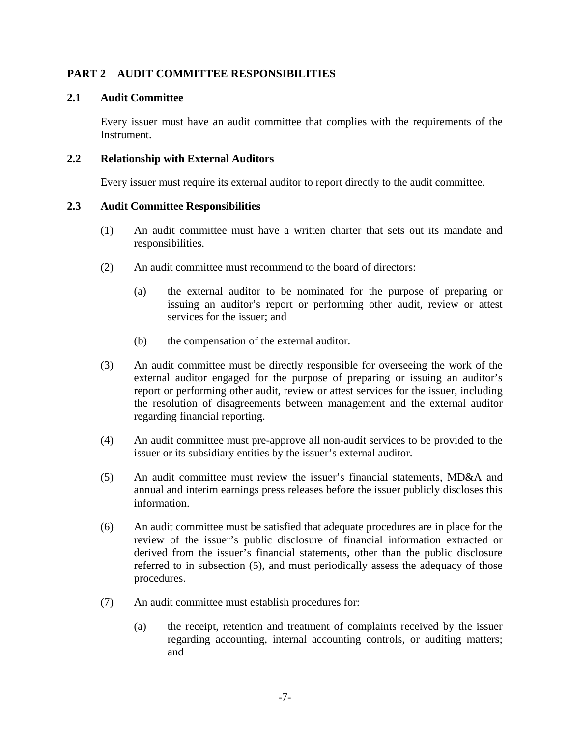## PART 2 AUDIT COMMITTEE RESPONSIBILITIES

### 2.1 Audit Committee

Every issuer must have an audit committee that complies with the requirements of the Instrument.

### 2.2 Relationship with External Auditors

Every issuer must require its external auditor to report directly to the audit committee.

### 2.3 Audit Committee Responsibilities

(1) An audit committee must have a written charter that sets out its mandate and responsibilities.

(2) An audit committee must recommend to the board of directors:

(a) the external auditor to be nominated for the purpose of preparing or issuing an auditor's report or performing other audit, review or attest services for the issuer; and

(b) the compensation of the external auditor.

(3) An audit committee must be directly responsible for overseeing the work of the external auditor engaged for the purpose of preparing or issuing an auditor's report or performing other audit, review or attest services for the issuer, including the resolution of disagreements between management and the external auditor regarding financial reporting.

(4) An audit committee must pre-approve all non-audit services to be provided to the issuer or its subsidiary entities by the issuer's external auditor.

(5) An audit committee must review the issuer's financial statements, MD&A and annual and interim earnings press releases before the issuer publicly discloses this information.

(6) An audit committee must be satisfied that adequate procedures are in place for the review of the issuer's public disclosure of financial information extracted or derived from the issuer's financial statements, other than the public disclosure referred to in subsection (5), and must periodically assess the adequacy of those procedures.

(7) An audit committee must establish procedures for:

(a) the receipt, retention and treatment of complaints received by the issuer regarding accounting, internal accounting controls, or auditing matters; and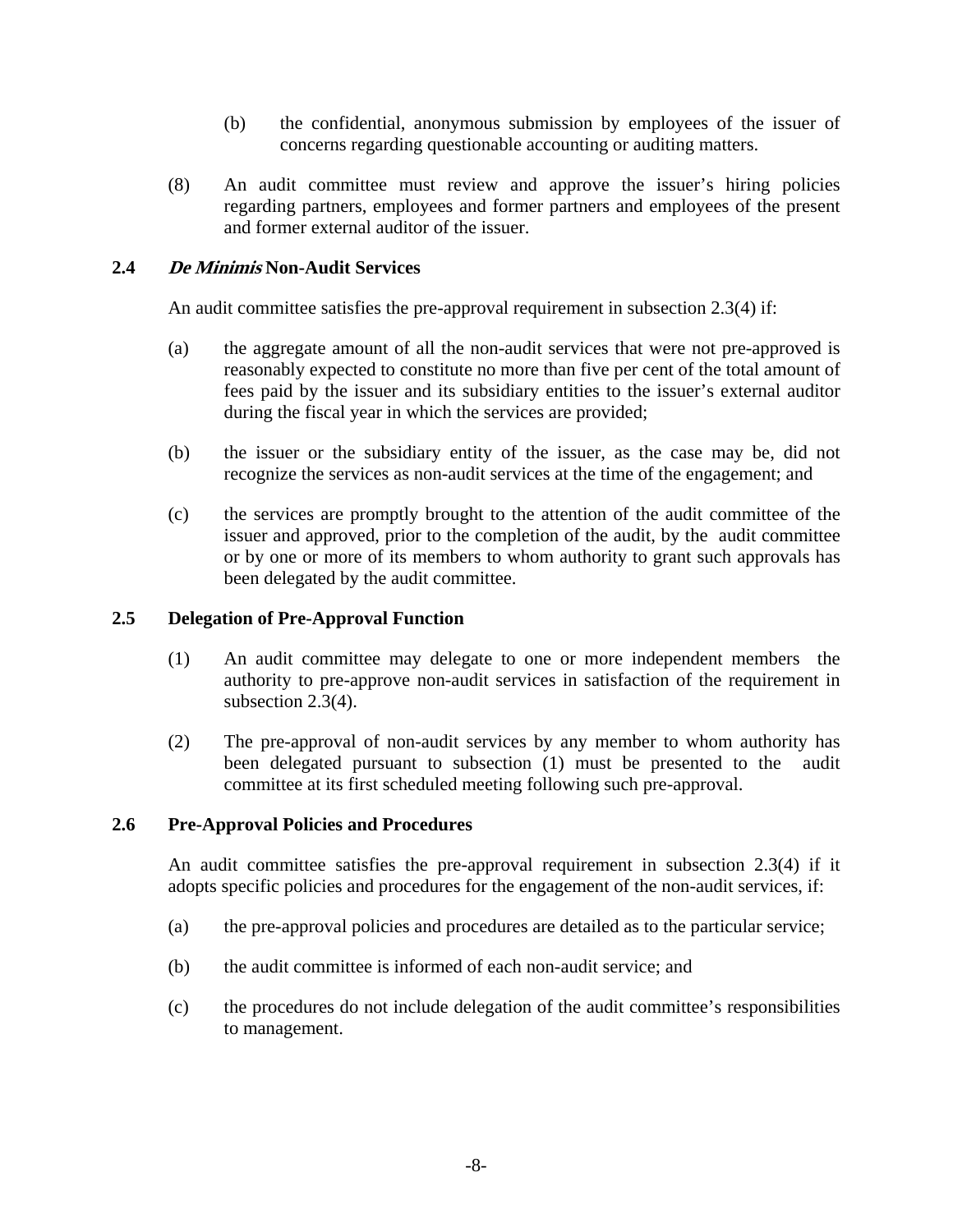(b) the confidential, anonymous submission by employees of the issuer of concerns regarding questionable accounting or auditing matters.

(8) An audit committee must review and approve the issuer's hiring policies regarding partners, employees and former partners and employees of the present and former external auditor of the issuer.

### 2.4 *De Minimis* Non-Audit Services

An audit committee satisfies the pre-approval requirement in subsection 2.3(4) if:

(a) the aggregate amount of all the non-audit services that were not pre-approved is reasonably expected to constitute no more than five per cent of the total amount of fees paid by the issuer and its subsidiary entities to the issuer's external auditor during the fiscal year in which the services are provided;

(b) the issuer or the subsidiary entity of the issuer, as the case may be, did not recognize the services as non-audit services at the time of the engagement; and

(c) the services are promptly brought to the attention of the audit committee of the issuer and approved, prior to the completion of the audit, by the audit committee or by one or more of its members to whom authority to grant such approvals has been delegated by the audit committee.

### 2.5 Delegation of Pre-Approval Function

(1) An audit committee may delegate to one or more independent members the authority to pre-approve non-audit services in satisfaction of the requirement in subsection 2.3(4).

(2) The pre-approval of non-audit services by any member to whom authority has been delegated pursuant to subsection (1) must be presented to the audit committee at its first scheduled meeting following such pre-approval.

### 2.6 Pre-Approval Policies and Procedures

An audit committee satisfies the pre-approval requirement in subsection 2.3(4) if it adopts specific policies and procedures for the engagement of the non-audit services, if:

(a) the pre-approval policies and procedures are detailed as to the particular service;

(b) the audit committee is informed of each non-audit service; and

(c) the procedures do not include delegation of the audit committee's responsibilities to management.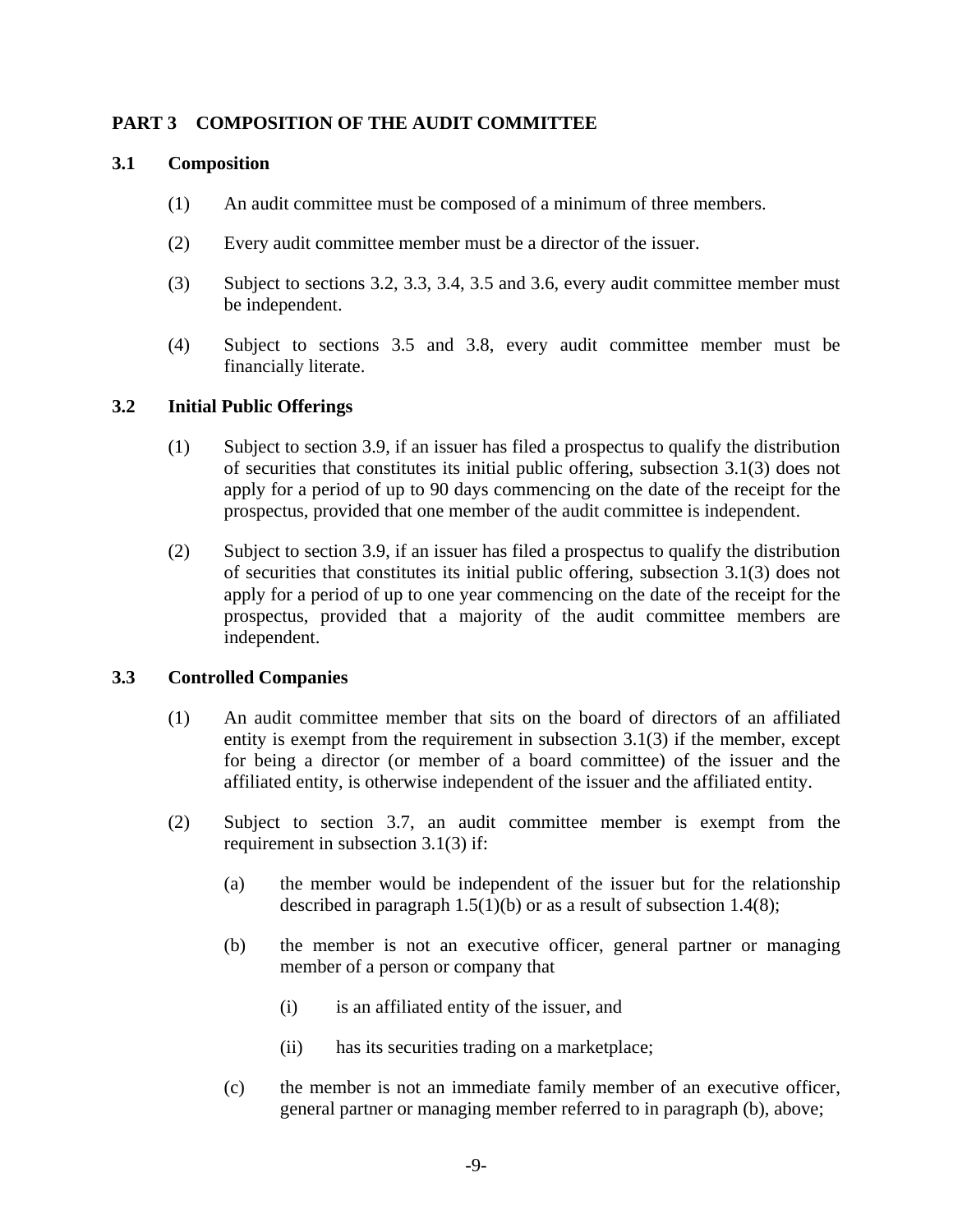## PART 3 COMPOSITION OF THE AUDIT COMMITTEE

### 3.1 Composition

(1) An audit committee must be composed of a minimum of three members.

(2) Every audit committee member must be a director of the issuer.

(3) Subject to sections 3.2, 3.3, 3.4, 3.5 and 3.6, every audit committee member must be independent.

(4) Subject to sections 3.5 and 3.8, every audit committee member must be financially literate.

### 3.2 Initial Public Offerings

(1) Subject to section 3.9, if an issuer has filed a prospectus to qualify the distribution of securities that constitutes its initial public offering, subsection 3.1(3) does not apply for a period of up to 90 days commencing on the date of the receipt for the prospectus, provided that one member of the audit committee is independent.

(2) Subject to section 3.9, if an issuer has filed a prospectus to qualify the distribution of securities that constitutes its initial public offering, subsection 3.1(3) does not apply for a period of up to one year commencing on the date of the receipt for the prospectus, provided that a majority of the audit committee members are independent.

### 3.3 Controlled Companies

(1) An audit committee member that sits on the board of directors of an affiliated entity is exempt from the requirement in subsection 3.1(3) if the member, except for being a director (or member of a board committee) of the issuer and the affiliated entity, is otherwise independent of the issuer and the affiliated entity.

(2) Subject to section 3.7, an audit committee member is exempt from the requirement in subsection 3.1(3) if:

(a) the member would be independent of the issuer but for the relationship described in paragraph 1.5(1)(b) or as a result of subsection 1.4(8);

(b) the member is not an executive officer, general partner or managing member of a person or company that

(i) is an affiliated entity of the issuer, and

(ii) has its securities trading on a marketplace;

(c) the member is not an immediate family member of an executive officer, general partner or managing member referred to in paragraph (b), above;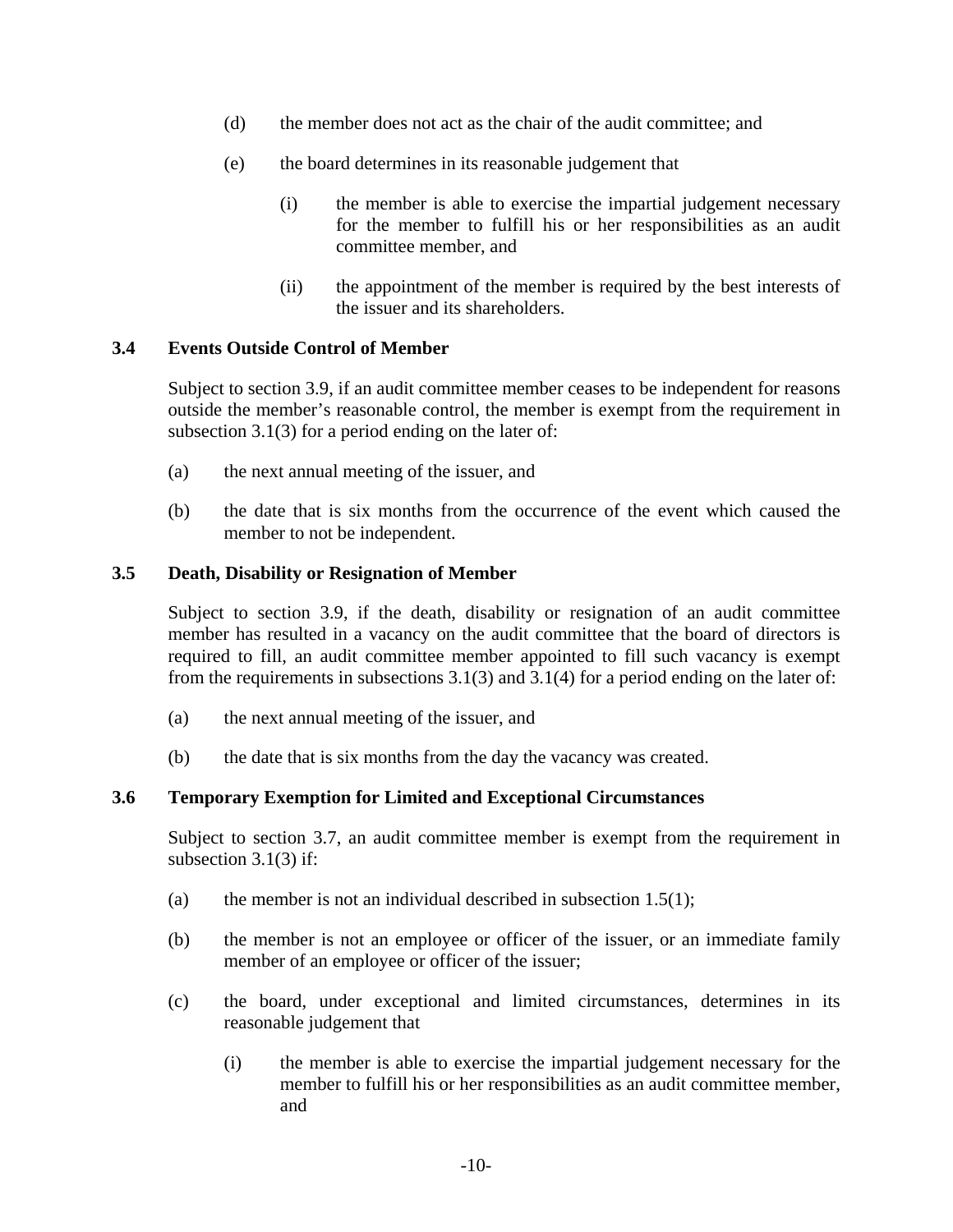(d) the member does not act as the chair of the audit committee; and

(e) the board determines in its reasonable judgement that

   (i) the member is able to exercise the impartial judgement necessary for the member to fulfill his or her responsibilities as an audit committee member, and

   (ii) the appointment of the member is required by the best interests of the issuer and its shareholders.

### 3.4 Events Outside Control of Member

Subject to section 3.9, if an audit committee member ceases to be independent for reasons outside the member's reasonable control, the member is exempt from the requirement in subsection 3.1(3) for a period ending on the later of:

(a) the next annual meeting of the issuer, and

(b) the date that is six months from the occurrence of the event which caused the member to not be independent.

### 3.5 Death, Disability or Resignation of Member

Subject to section 3.9, if the death, disability or resignation of an audit committee member has resulted in a vacancy on the audit committee that the board of directors is required to fill, an audit committee member appointed to fill such vacancy is exempt from the requirements in subsections 3.1(3) and 3.1(4) for a period ending on the later of:

(a) the next annual meeting of the issuer, and

(b) the date that is six months from the day the vacancy was created.

### 3.6 Temporary Exemption for Limited and Exceptional Circumstances

Subject to section 3.7, an audit committee member is exempt from the requirement in subsection 3.1(3) if:

(a) the member is not an individual described in subsection 1.5(1);

(b) the member is not an employee or officer of the issuer, or an immediate family member of an employee or officer of the issuer;

(c) the board, under exceptional and limited circumstances, determines in its reasonable judgement that

   (i) the member is able to exercise the impartial judgement necessary for the member to fulfill his or her responsibilities as an audit committee member, and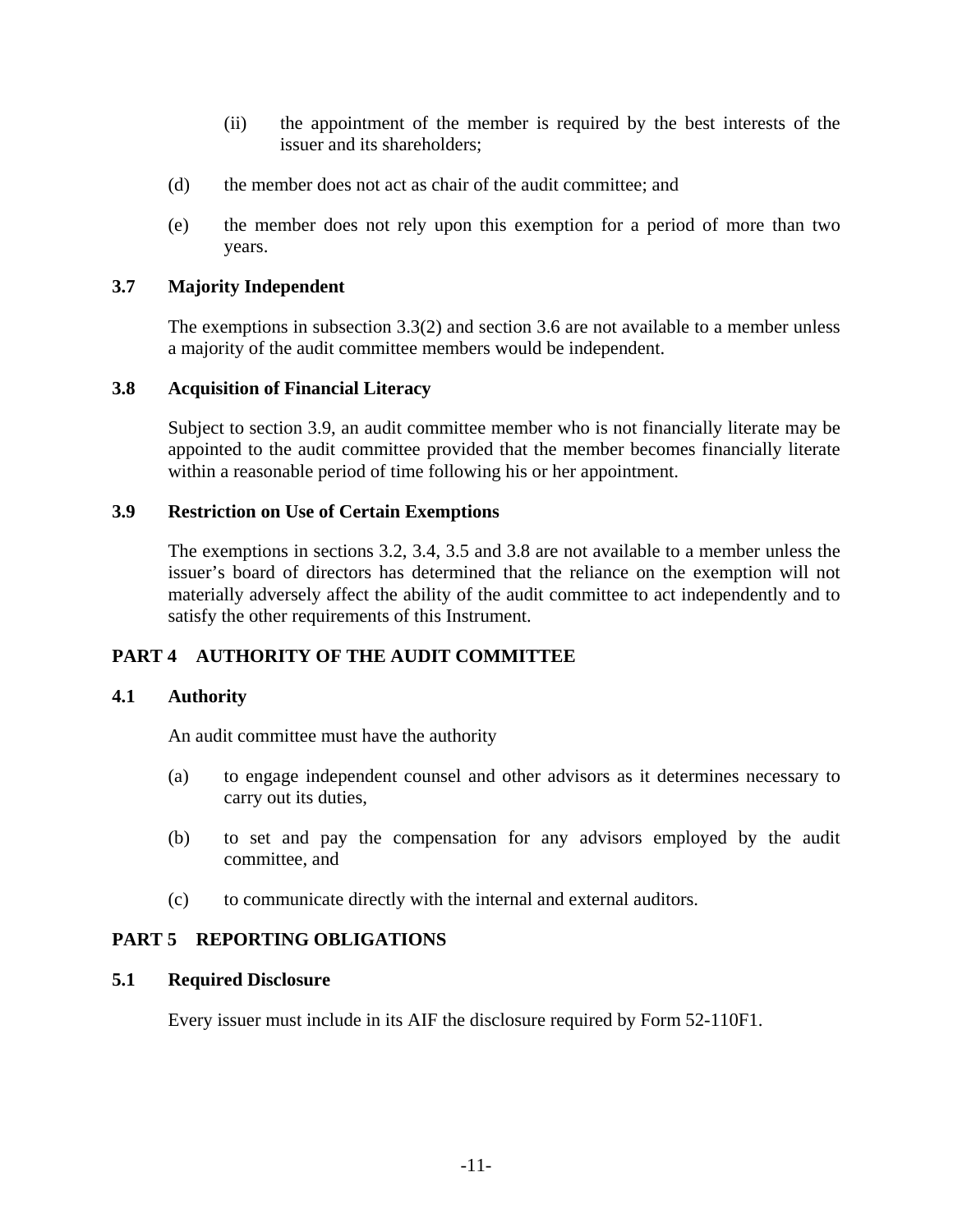(ii) the appointment of the member is required by the best interests of the issuer and its shareholders;

(d) the member does not act as chair of the audit committee; and

(e) the member does not rely upon this exemption for a period of more than two years.

### 3.7 Majority Independent

The exemptions in subsection 3.3(2) and section 3.6 are not available to a member unless a majority of the audit committee members would be independent.

### 3.8 Acquisition of Financial Literacy

Subject to section 3.9, an audit committee member who is not financially literate may be appointed to the audit committee provided that the member becomes financially literate within a reasonable period of time following his or her appointment.

### 3.9 Restriction on Use of Certain Exemptions

The exemptions in sections 3.2, 3.4, 3.5 and 3.8 are not available to a member unless the issuer's board of directors has determined that the reliance on the exemption will not materially adversely affect the ability of the audit committee to act independently and to satisfy the other requirements of this Instrument.

## PART 4 AUTHORITY OF THE AUDIT COMMITTEE

### 4.1 Authority

An audit committee must have the authority

(a) to engage independent counsel and other advisors as it determines necessary to carry out its duties,

(b) to set and pay the compensation for any advisors employed by the audit committee, and

(c) to communicate directly with the internal and external auditors.

## PART 5 REPORTING OBLIGATIONS

### 5.1 Required Disclosure

Every issuer must include in its AIF the disclosure required by Form 52-110F1.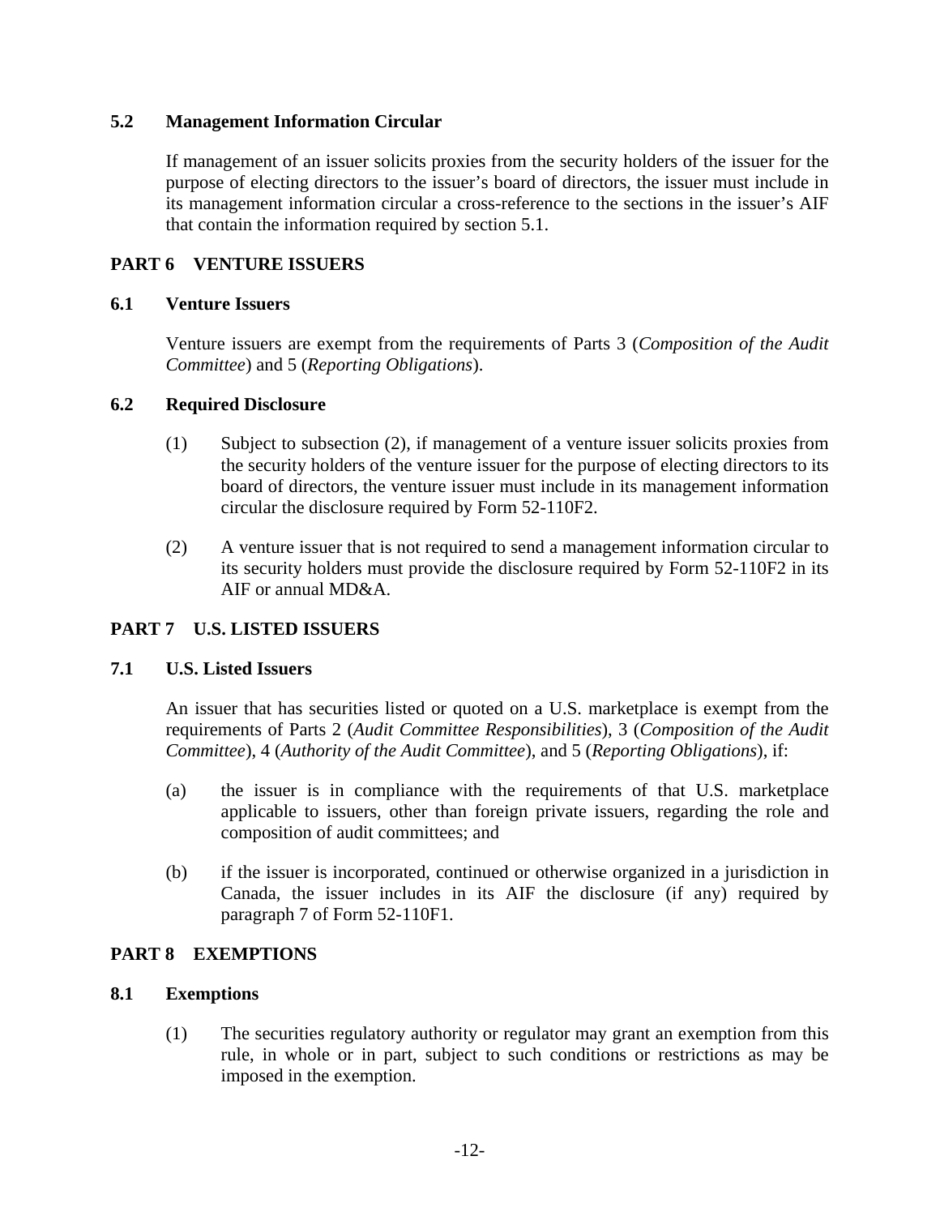### 5.2 Management Information Circular

If management of an issuer solicits proxies from the security holders of the issuer for the purpose of electing directors to the issuer's board of directors, the issuer must include in its management information circular a cross-reference to the sections in the issuer's AIF that contain the information required by section 5.1.

## PART 6 VENTURE ISSUERS

### 6.1 Venture Issuers

Venture issuers are exempt from the requirements of Parts 3 (*Composition of the Audit Committee*) and 5 (*Reporting Obligations*).

### 6.2 Required Disclosure

(1) Subject to subsection (2), if management of a venture issuer solicits proxies from the security holders of the venture issuer for the purpose of electing directors to its board of directors, the venture issuer must include in its management information circular the disclosure required by Form 52-110F2.

(2) A venture issuer that is not required to send a management information circular to its security holders must provide the disclosure required by Form 52-110F2 in its AIF or annual MD&A.

## PART 7 U.S. LISTED ISSUERS

### 7.1 U.S. Listed Issuers

An issuer that has securities listed or quoted on a U.S. marketplace is exempt from the requirements of Parts 2 (*Audit Committee Responsibilities*), 3 (*Composition of the Audit Committee*), 4 (*Authority of the Audit Committee*), and 5 (*Reporting Obligations*), if:

(a) the issuer is in compliance with the requirements of that U.S. marketplace applicable to issuers, other than foreign private issuers, regarding the role and composition of audit committees; and

(b) if the issuer is incorporated, continued or otherwise organized in a jurisdiction in Canada, the issuer includes in its AIF the disclosure (if any) required by paragraph 7 of Form 52-110F1.

## PART 8 EXEMPTIONS

### 8.1 Exemptions

(1) The securities regulatory authority or regulator may grant an exemption from this rule, in whole or in part, subject to such conditions or restrictions as may be imposed in the exemption.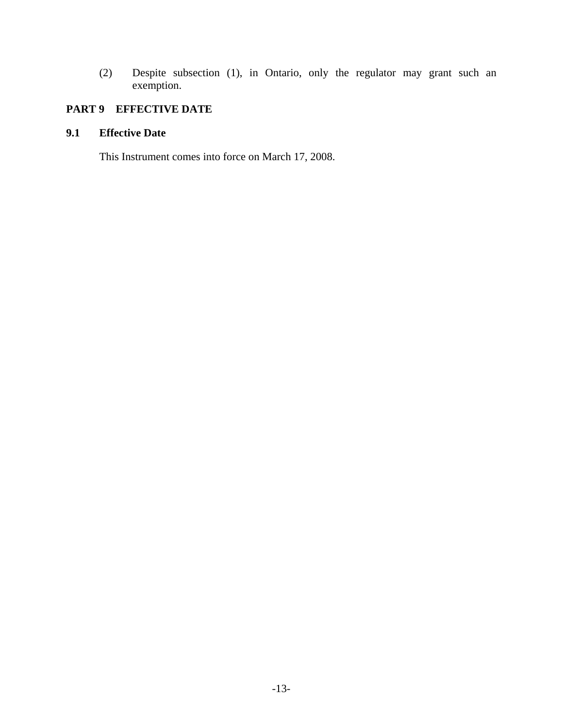(2) Despite subsection (1), in Ontario, only the regulator may grant such an exemption.

## PART 9 EFFECTIVE DATE

### 9.1 Effective Date

This Instrument comes into force on March 17, 2008.